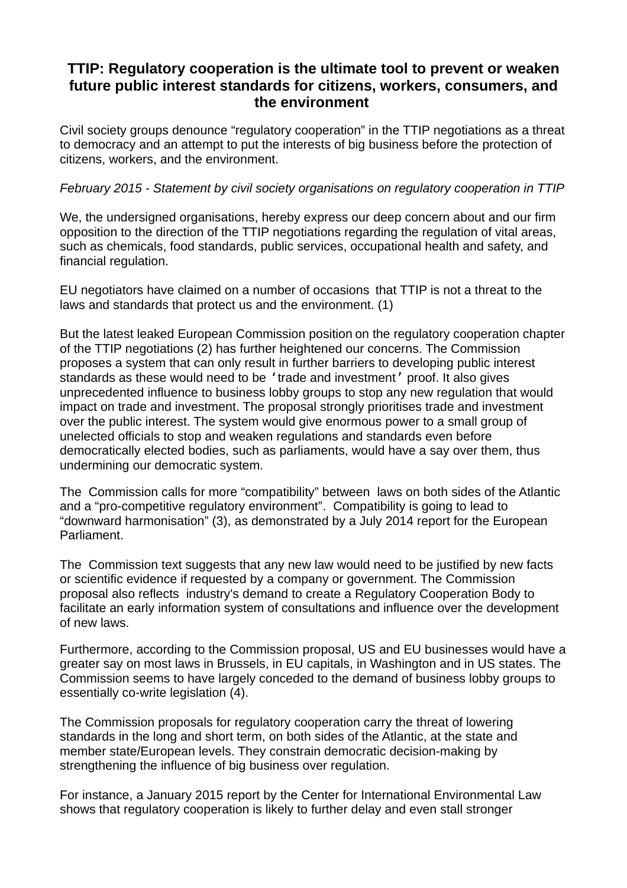# TTIP: Regulatory cooperation is the ultimate tool to prevent or weaken future public interest standards for citizens, workers, consumers, and the environment

Civil society groups denounce “regulatory cooperation” in the TTIP negotiations as a threat to democracy and an attempt to put the interests of big business before the protection of citizens, workers, and the environment.

*February 2015 - Statement by civil society organisations on regulatory cooperation in TTIP*

We, the undersigned organisations, hereby express our deep concern about and our firm opposition to the direction of the TTIP negotiations regarding the regulation of vital areas, such as chemicals, food standards, public services, occupational health and safety, and financial regulation.

EU negotiators have claimed on a number of occasions that TTIP is not a threat to the laws and standards that protect us and the environment. (1)

But the latest leaked European Commission position on the regulatory cooperation chapter of the TTIP negotiations (2) has further heightened our concerns. The Commission proposes a system that can only result in further barriers to developing public interest standards as these would need to be ‘trade and investment’ proof. It also gives unprecedented influence to business lobby groups to stop any new regulation that would impact on trade and investment. The proposal strongly prioritises trade and investment over the public interest. The system would give enormous power to a small group of unelected officials to stop and weaken regulations and standards even before democratically elected bodies, such as parliaments, would have a say over them, thus undermining our democratic system.

The Commission calls for more “compatibility” between laws on both sides of the Atlantic and a “pro-competitive regulatory environment”. Compatibility is going to lead to “downward harmonisation” (3), as demonstrated by a July 2014 report for the European Parliament.

The Commission text suggests that any new law would need to be justified by new facts or scientific evidence if requested by a company or government. The Commission proposal also reflects industry's demand to create a Regulatory Cooperation Body to facilitate an early information system of consultations and influence over the development of new laws.

Furthermore, according to the Commission proposal, US and EU businesses would have a greater say on most laws in Brussels, in EU capitals, in Washington and in US states. The Commission seems to have largely conceded to the demand of business lobby groups to essentially co-write legislation (4).

The Commission proposals for regulatory cooperation carry the threat of lowering standards in the long and short term, on both sides of the Atlantic, at the state and member state/European levels. They constrain democratic decision-making by strengthening the influence of big business over regulation.

For instance, a January 2015 report by the Center for International Environmental Law shows that regulatory cooperation is likely to further delay and even stall stronger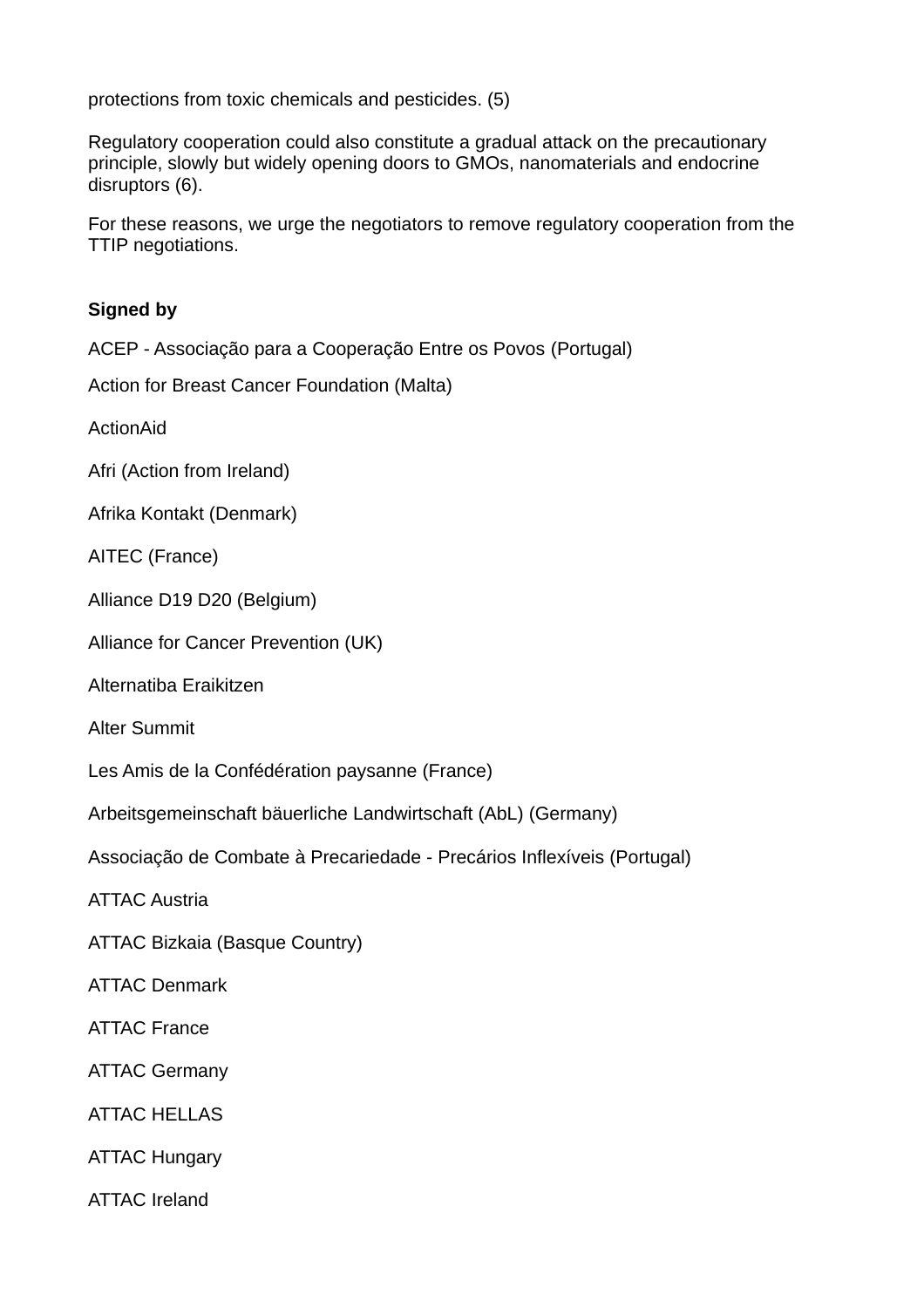protections from toxic chemicals and pesticides. (5)

Regulatory cooperation could also constitute a gradual attack on the precautionary principle, slowly but widely opening doors to GMOs, nanomaterials and endocrine disruptors (6).

For these reasons, we urge the negotiators to remove regulatory cooperation from the TTIP negotiations.

**Signed by**

ACEP - Associação para a Cooperação Entre os Povos (Portugal)

Action for Breast Cancer Foundation (Malta)

ActionAid

Afri (Action from Ireland)

Afrika Kontakt (Denmark)

AITEC (France)

Alliance D19 D20 (Belgium)

Alliance for Cancer Prevention (UK)

Alternatiba Eraikitzen

Alter Summit

Les Amis de la Confédération paysanne (France)

Arbeitsgemeinschaft bäuerliche Landwirtschaft (AbL) (Germany)

Associação de Combate à Precariedade - Precários Inflexíveis (Portugal)

ATTAC Austria

ATTAC Bizkaia (Basque Country)

ATTAC Denmark

ATTAC France

ATTAC Germany

ATTAC HELLAS

ATTAC Hungary

ATTAC Ireland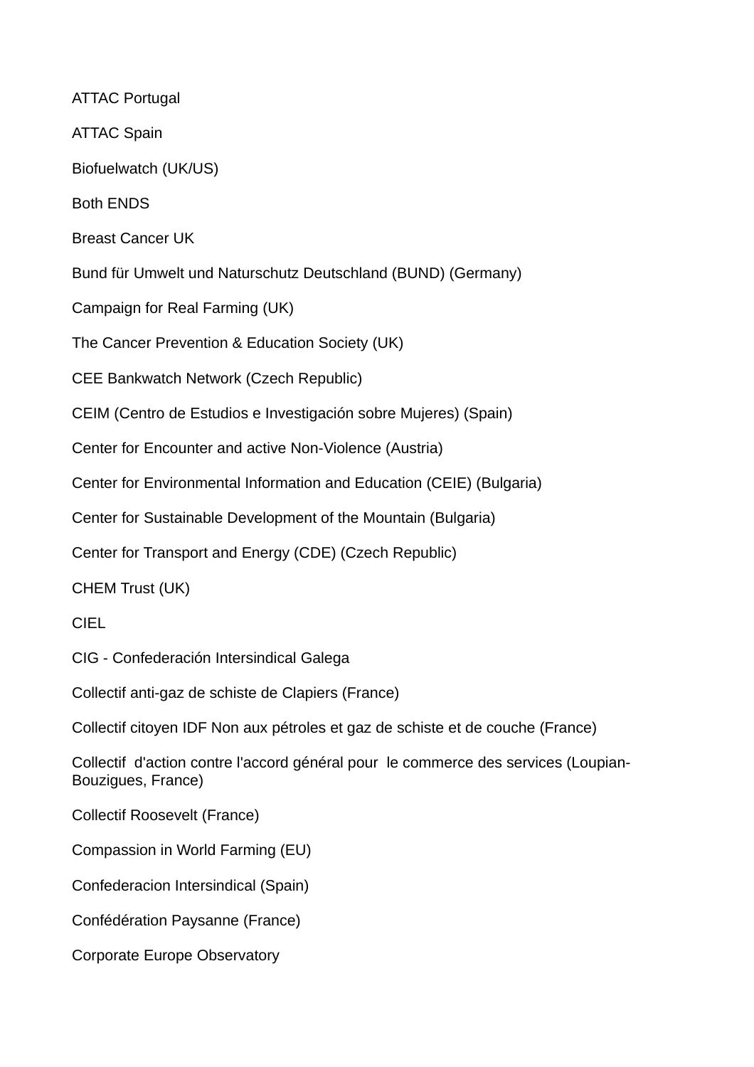ATTAC Portugal

ATTAC Spain

Biofuelwatch (UK/US)

Both ENDS

Breast Cancer UK

Bund für Umwelt und Naturschutz Deutschland (BUND) (Germany)

Campaign for Real Farming (UK)

The Cancer Prevention & Education Society (UK)

CEE Bankwatch Network (Czech Republic)

CEIM (Centro de Estudios e Investigación sobre Mujeres) (Spain)

Center for Encounter and active Non-Violence (Austria)

Center for Environmental Information and Education (CEIE) (Bulgaria)

Center for Sustainable Development of the Mountain (Bulgaria)

Center for Transport and Energy (CDE) (Czech Republic)

CHEM Trust (UK)

CIEL

CIG - Confederación Intersindical Galega

Collectif anti-gaz de schiste de Clapiers (France)

Collectif citoyen IDF Non aux pétroles et gaz de schiste et de couche (France)

Collectif d'action contre l'accord général pour le commerce des services (Loupian-Bouzigues, France)

Collectif Roosevelt (France)

Compassion in World Farming (EU)

Confederacion Intersindical (Spain)

Confédération Paysanne (France)

Corporate Europe Observatory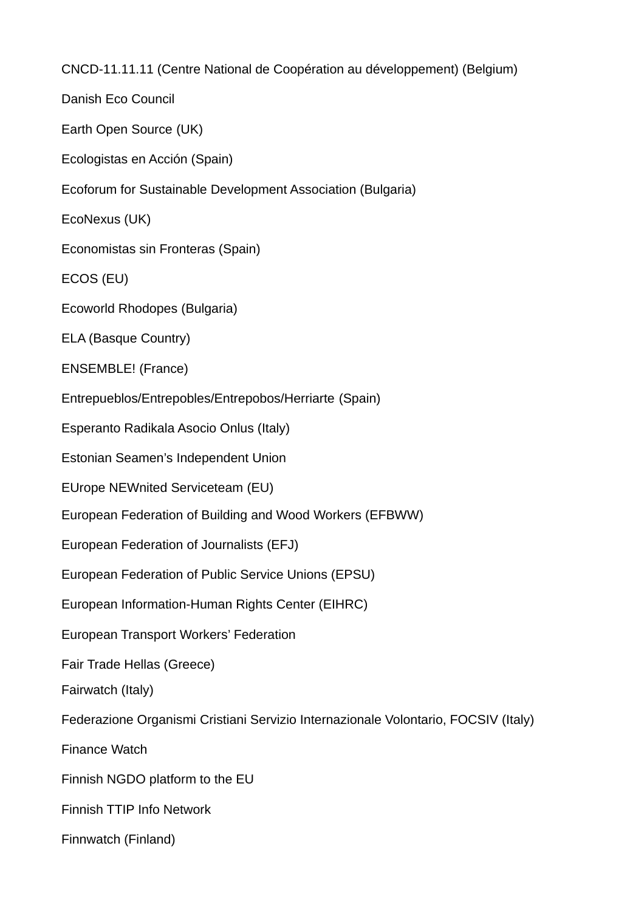CNCD-11.11.11 (Centre National de Coopération au développement) (Belgium)

Danish Eco Council

Earth Open Source (UK)

Ecologistas en Acción (Spain)

Ecoforum for Sustainable Development Association (Bulgaria)

EcoNexus (UK)

Economistas sin Fronteras (Spain)

ECOS (EU)

Ecoworld Rhodopes (Bulgaria)

ELA (Basque Country)

ENSEMBLE! (France)

Entrepueblos/Entrepobles/Entrepobos/Herriarte (Spain)

Esperanto Radikala Asocio Onlus (Italy)

Estonian Seamen's Independent Union

EUrope NEWnited Serviceteam (EU)

European Federation of Building and Wood Workers (EFBWW)

European Federation of Journalists (EFJ)

European Federation of Public Service Unions (EPSU)

European Information-Human Rights Center (EIHRC)

European Transport Workers' Federation

Fair Trade Hellas (Greece)

Fairwatch (Italy)

Federazione Organismi Cristiani Servizio Internazionale Volontario, FOCSIV (Italy)

Finance Watch

Finnish NGDO platform to the EU

Finnish TTIP Info Network

Finnwatch (Finland)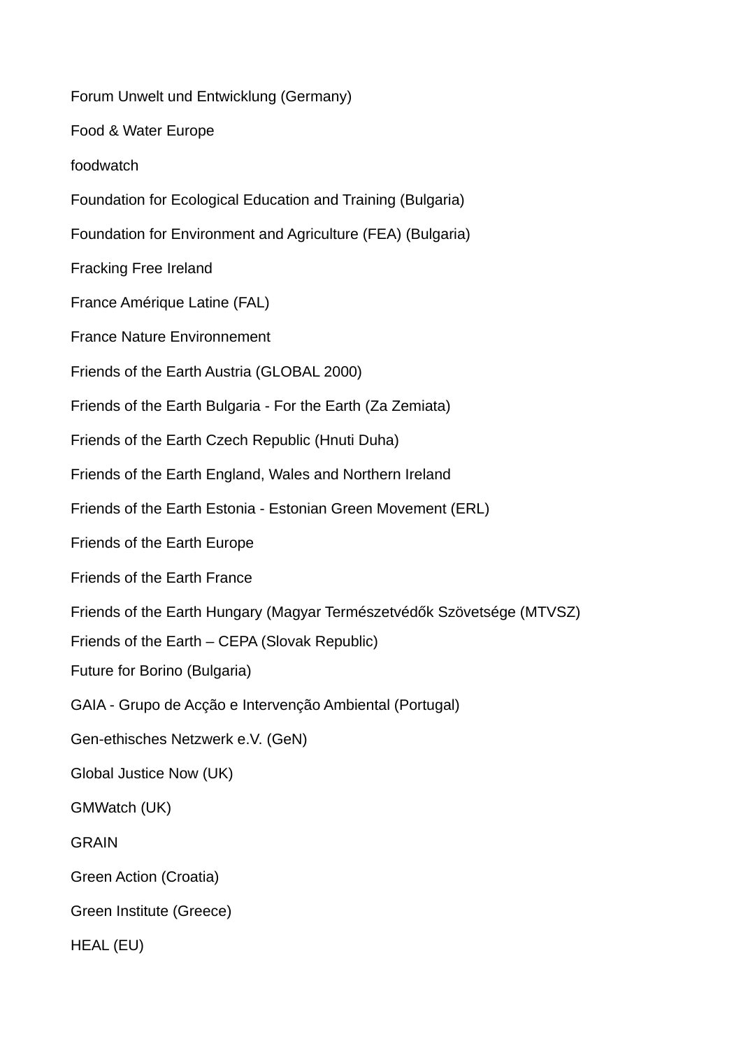Forum Unwelt und Entwicklung (Germany)

Food & Water Europe

foodwatch

Foundation for Ecological Education and Training (Bulgaria)

Foundation for Environment and Agriculture (FEA) (Bulgaria)

Fracking Free Ireland

France Amérique Latine (FAL)

France Nature Environnement

Friends of the Earth Austria (GLOBAL 2000)

Friends of the Earth Bulgaria - For the Earth (Za Zemiata)

Friends of the Earth Czech Republic (Hnuti Duha)

Friends of the Earth England, Wales and Northern Ireland

Friends of the Earth Estonia - Estonian Green Movement (ERL)

Friends of the Earth Europe

Friends of the Earth France

Friends of the Earth Hungary (Magyar Természetvédők Szövetsége (MTVSZ)

Friends of the Earth – CEPA (Slovak Republic)

Future for Borino (Bulgaria)

GAIA - Grupo de Acção e Intervenção Ambiental (Portugal)

Gen-ethisches Netzwerk e.V. (GeN)

Global Justice Now (UK)

GMWatch (UK)

GRAIN

Green Action (Croatia)

Green Institute (Greece)

HEAL (EU)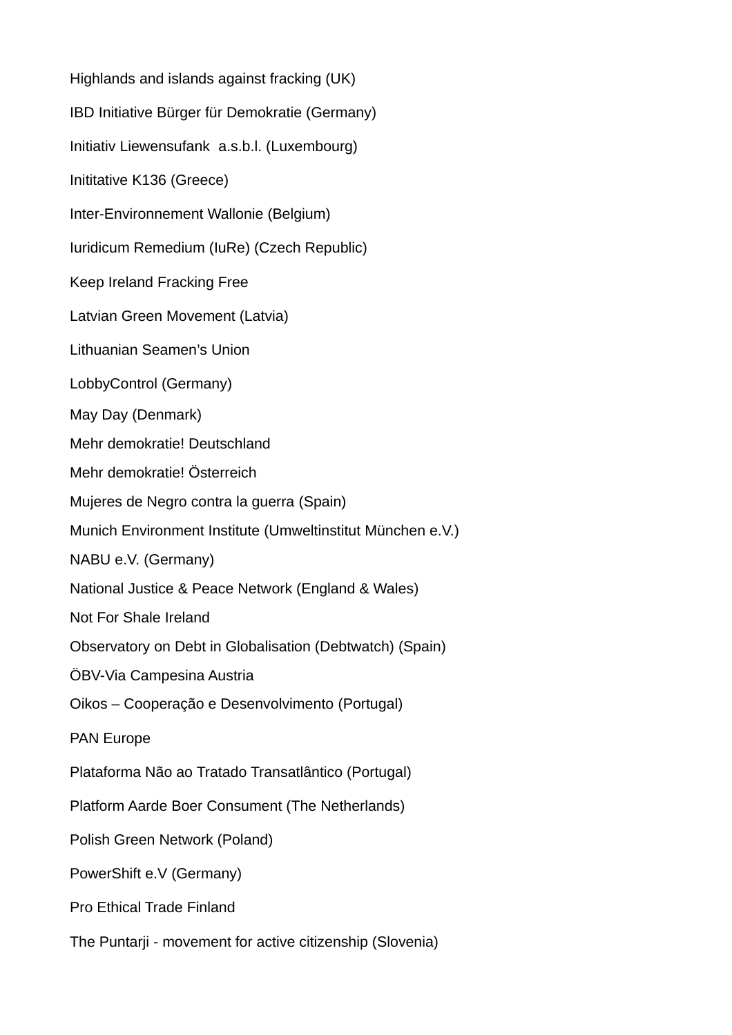Highlands and islands against fracking (UK)

IBD Initiative Bürger für Demokratie (Germany)

Initiativ Liewensufank  a.s.b.l. (Luxembourg)

Inititative K136 (Greece)

Inter-Environnement Wallonie (Belgium)

Iuridicum Remedium (IuRe) (Czech Republic)

Keep Ireland Fracking Free

Latvian Green Movement (Latvia)

Lithuanian Seamen’s Union

LobbyControl (Germany)

May Day (Denmark)

Mehr demokratie! Deutschland

Mehr demokratie! Österreich

Mujeres de Negro contra la guerra (Spain)

Munich Environment Institute (Umweltinstitut München e.V.)

NABU e.V. (Germany)

National Justice & Peace Network (England & Wales)

Not For Shale Ireland

Observatory on Debt in Globalisation (Debtwatch) (Spain)

ÖBV-Via Campesina Austria

Oikos – Cooperação e Desenvolvimento (Portugal)

PAN Europe

Plataforma Não ao Tratado Transatlântico (Portugal)

Platform Aarde Boer Consument (The Netherlands)

Polish Green Network (Poland)

PowerShift e.V (Germany)

Pro Ethical Trade Finland

The Puntarji - movement for active citizenship (Slovenia)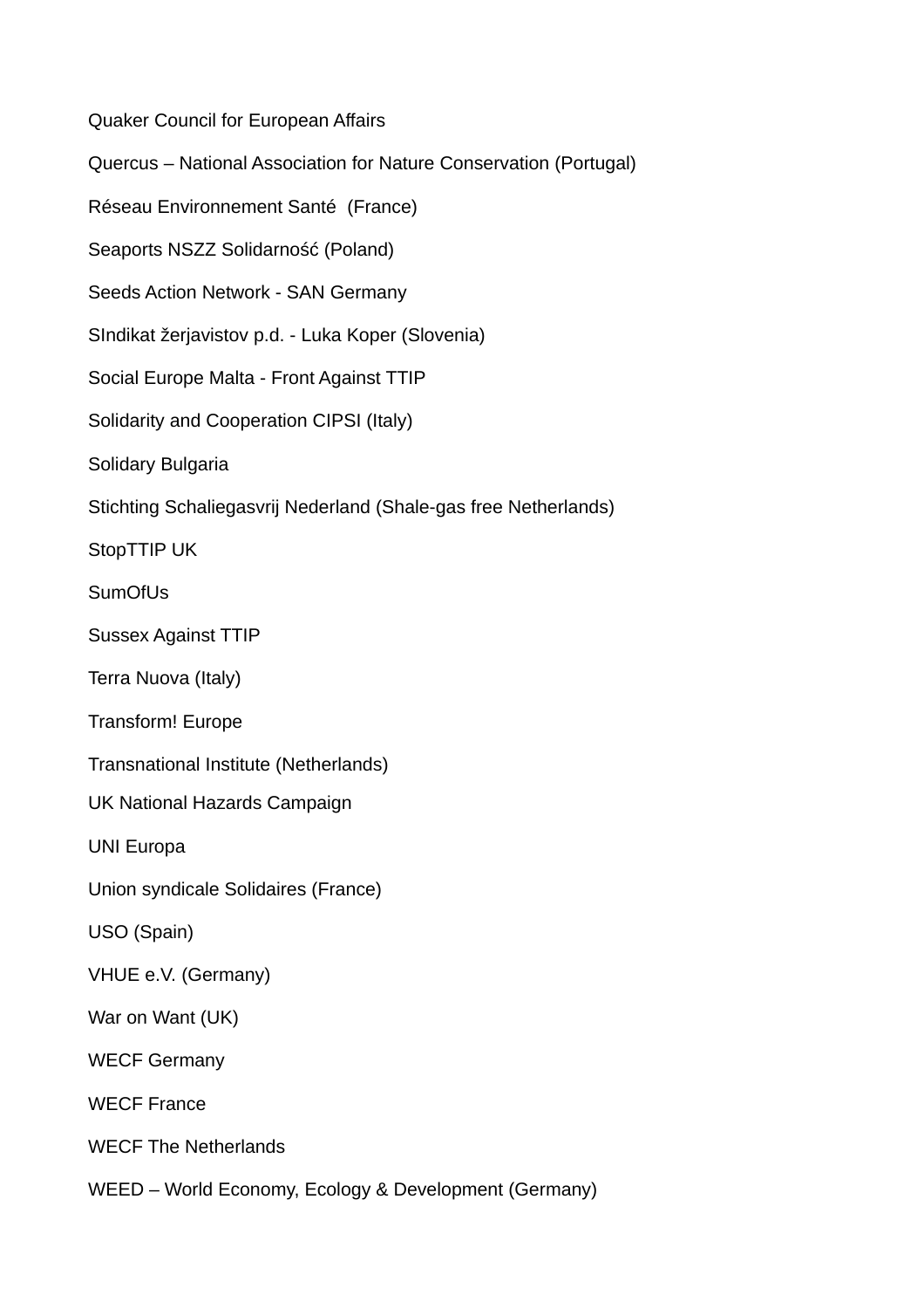Quaker Council for European Affairs

Quercus – National Association for Nature Conservation (Portugal)

Réseau Environnement Santé  (France)

Seaports NSZZ Solidarność (Poland)

Seeds Action Network - SAN Germany

SIndikat žerjavistov p.d. - Luka Koper (Slovenia)

Social Europe Malta - Front Against TTIP

Solidarity and Cooperation CIPSI (Italy)

Solidary Bulgaria

Stichting Schaliegasvrij Nederland (Shale-gas free Netherlands)

StopTTIP UK

SumOfUs

Sussex Against TTIP

Terra Nuova (Italy)

Transform! Europe

Transnational Institute (Netherlands)

UK National Hazards Campaign

UNI Europa

Union syndicale Solidaires (France)

USO (Spain)

VHUE e.V. (Germany)

War on Want (UK)

WECF Germany

WECF France

WECF The Netherlands

WEED – World Economy, Ecology & Development (Germany)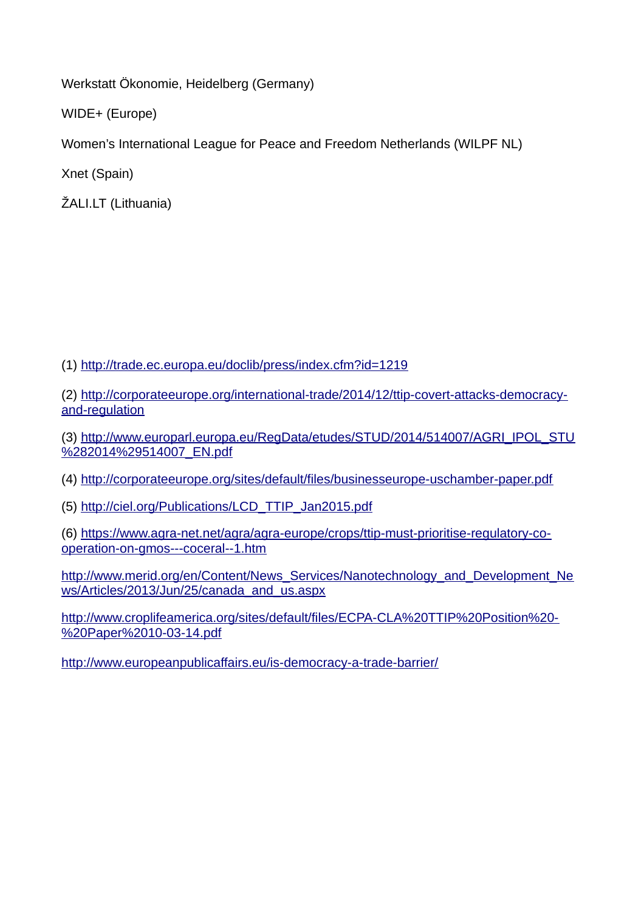Werkstatt Ökonomie, Heidelberg (Germany)

WIDE+ (Europe)

Women's International League for Peace and Freedom Netherlands (WILPF NL)

Xnet (Spain)

ŽALI.LT (Lithuania)

(1) http://trade.ec.europa.eu/doclib/press/index.cfm?id=1219

(2) http://corporateeurope.org/international-trade/2014/12/ttip-covert-attacks-democracy-and-regulation

(3) http://www.europarl.europa.eu/RegData/etudes/STUD/2014/514007/AGRI_IPOL_STU%282014%29514007_EN.pdf

(4) http://corporateeurope.org/sites/default/files/businesseurope-uschamber-paper.pdf

(5) http://ciel.org/Publications/LCD_TTIP_Jan2015.pdf

(6) https://www.agra-net.net/agra/agra-europe/crops/ttip-must-prioritise-regulatory-co-operation-on-gmos---coceral--1.htm

http://www.merid.org/en/Content/News_Services/Nanotechnology_and_Development_News/Articles/2013/Jun/25/canada_and_us.aspx

http://www.croplifeamerica.org/sites/default/files/ECPA-CLA%20TTIP%20Position%20-%20Paper%2010-03-14.pdf

http://www.europeanpublicaffairs.eu/is-democracy-a-trade-barrier/